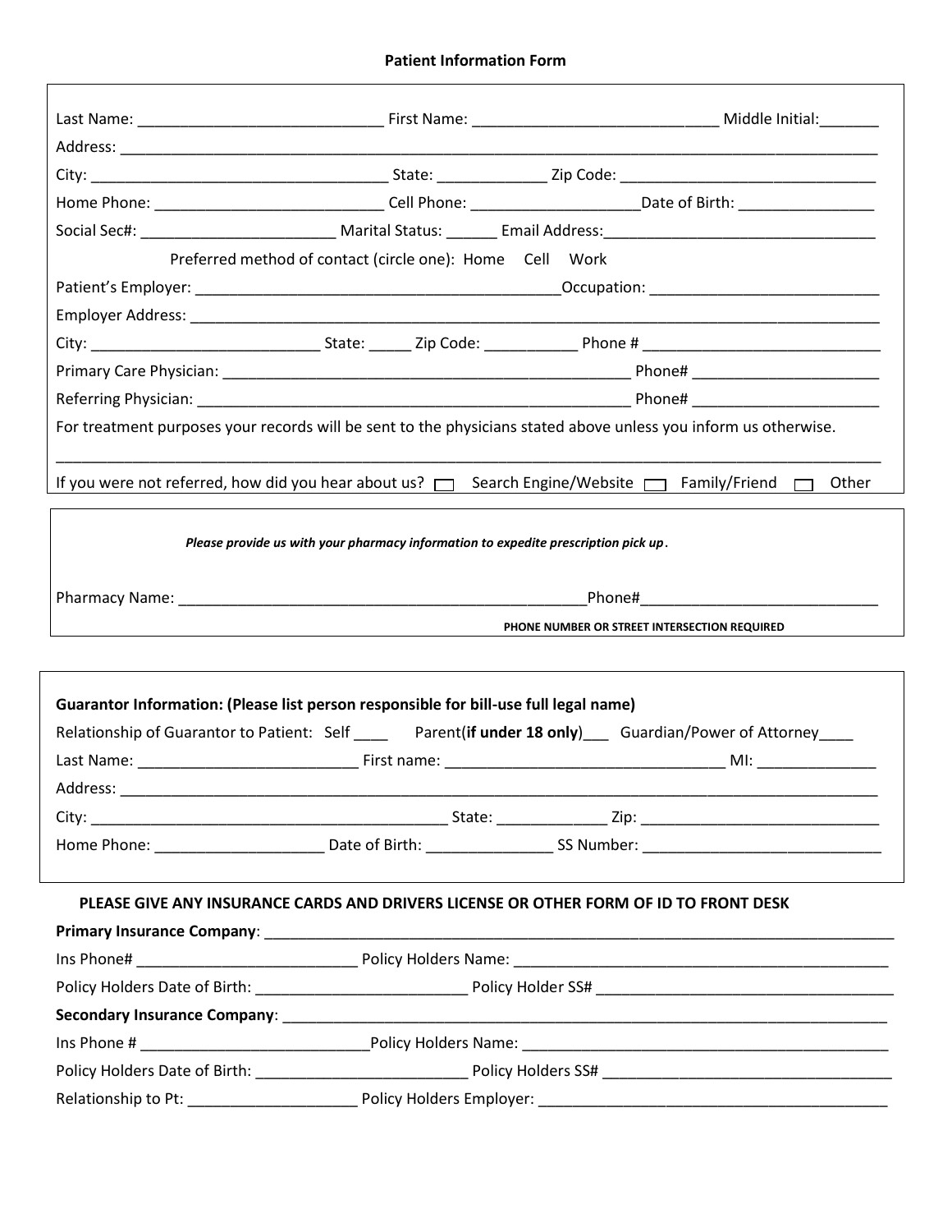## Patient Information Form

Last Name: ______________________________ First Name: ____________________________ Middle Initial:_______

Address: ______________________________________________________________________________________________

City: ___________________________________ State: _____________ Zip Code: ______________________________

Home Phone: ____________________________ Cell Phone: ____________________Date of Birth: ________________

Social Sec#: _______________________ Marital Status: ______ Email Address:_______________________________

Preferred method of contact (circle one): Home Cell Work

Patient's Employer: ____________________________________________Occupation: ___________________________

Employer Address: _______________________________________________________________________________________

City: ___________________________ State: _____ Zip Code: ___________ Phone # ____________________________

Primary Care Physician: _________________________________________________ Phone# ______________________

Referring Physician: _____________________________________________________ Phone# ______________________

For treatment purposes your records will be sent to the physicians stated above unless you inform us otherwise.

_______________________________________________________________________________________________________

If you were not referred, how did you hear about us? ☐ Search Engine/Website ☐ Family/Friend ☐ Other

***Please provide us with your pharmacy information to expedite prescription pick up.***

Pharmacy Name: __________________________________________________Phone#____________________________

**PHONE NUMBER OR STREET INTERSECTION REQUIRED**

**Guarantor Information: (Please list person responsible for bill-use full legal name)**

Relationship of Guarantor to Patient: Self ____ Parent(**if under 18 only**)___ Guardian/Power of Attorney____

Last Name: __________________________ First name: ________________________________ MI: ______________

Address: ______________________________________________________________________________________________

City: __________________________________________ State: _____________ Zip: ____________________________

Home Phone: ____________________ Date of Birth: _______________ SS Number: _____________________________

**PLEASE GIVE ANY INSURANCE CARDS AND DRIVERS LICENSE OR OTHER FORM OF ID TO FRONT DESK**

**Primary Insurance Company**: ______________________________________________________________________________

Ins Phone# __________________________ Policy Holders Name: ____________________________________________

Policy Holders Date of Birth: _________________________ Policy Holder SS# ___________________________________

**Secondary Insurance Company**: ___________________________________________________________________________

Ins Phone # ___________________________Policy Holders Name: ____________________________________________

Policy Holders Date of Birth: _________________________ Policy Holders SS# _________________________________

Relationship to Pt: ____________________ Policy Holders Employer: ________________________________________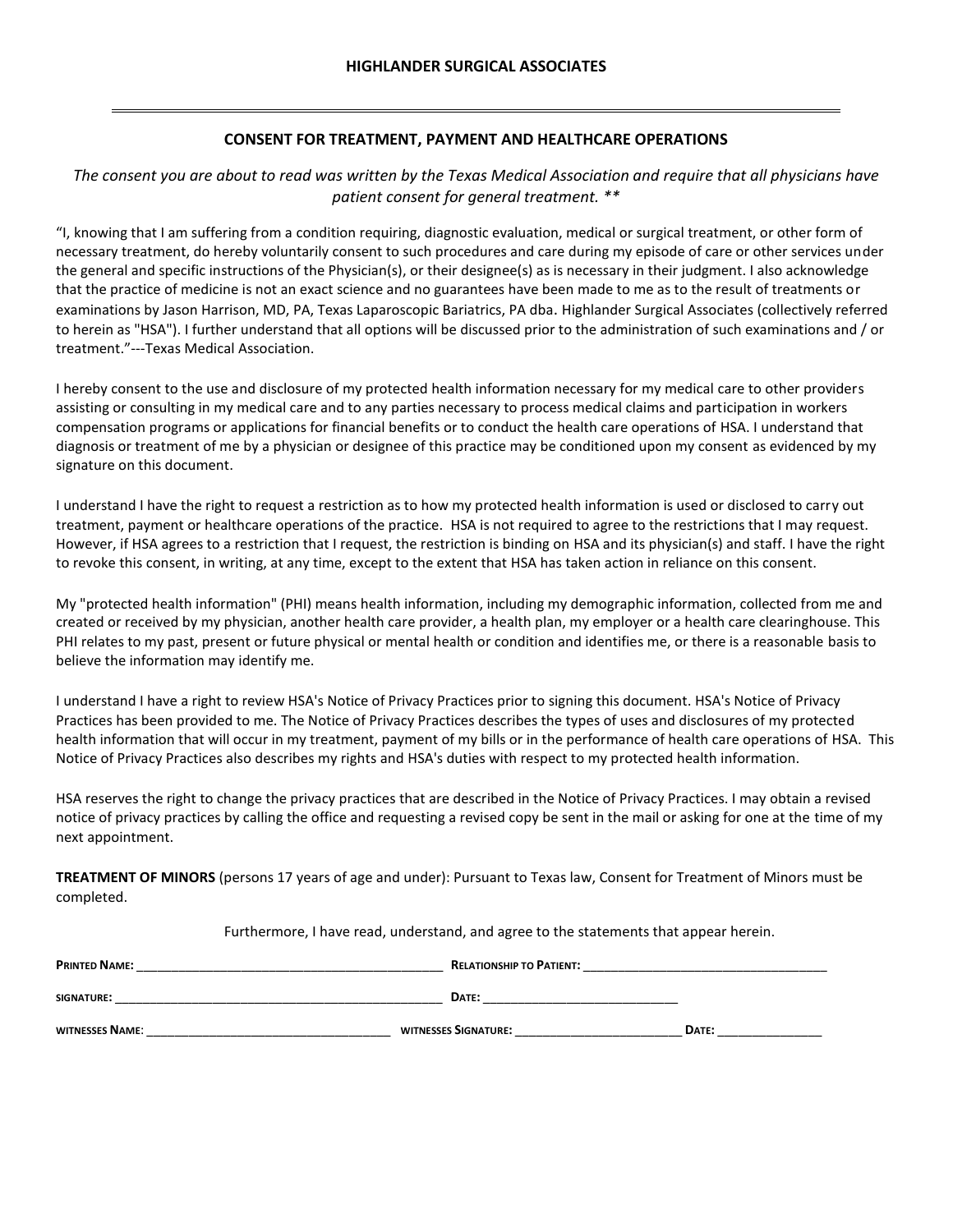# HIGHLANDER SURGICAL ASSOCIATES

---

## CONSENT FOR TREATMENT, PAYMENT AND HEALTHCARE OPERATIONS

*The consent you are about to read was written by the Texas Medical Association and require that all physicians have patient consent for general treatment. **

"I, knowing that I am suffering from a condition requiring, diagnostic evaluation, medical or surgical treatment, or other form of necessary treatment, do hereby voluntarily consent to such procedures and care during my episode of care or other services under the general and specific instructions of the Physician(s), or their designee(s) as is necessary in their judgment. I also acknowledge that the practice of medicine is not an exact science and no guarantees have been made to me as to the result of treatments or examinations by Jason Harrison, MD, PA, Texas Laparoscopic Bariatrics, PA dba. Highlander Surgical Associates (collectively referred to herein as "HSA"). I further understand that all options will be discussed prior to the administration of such examinations and / or treatment."---Texas Medical Association.

I hereby consent to the use and disclosure of my protected health information necessary for my medical care to other providers assisting or consulting in my medical care and to any parties necessary to process medical claims and participation in workers compensation programs or applications for financial benefits or to conduct the health care operations of HSA. I understand that diagnosis or treatment of me by a physician or designee of this practice may be conditioned upon my consent as evidenced by my signature on this document.

I understand I have the right to request a restriction as to how my protected health information is used or disclosed to carry out treatment, payment or healthcare operations of the practice. HSA is not required to agree to the restrictions that I may request. However, if HSA agrees to a restriction that I request, the restriction is binding on HSA and its physician(s) and staff. I have the right to revoke this consent, in writing, at any time, except to the extent that HSA has taken action in reliance on this consent.

My "protected health information" (PHI) means health information, including my demographic information, collected from me and created or received by my physician, another health care provider, a health plan, my employer or a health care clearinghouse. This PHI relates to my past, present or future physical or mental health or condition and identifies me, or there is a reasonable basis to believe the information may identify me.

I understand I have a right to review HSA's Notice of Privacy Practices prior to signing this document. HSA's Notice of Privacy Practices has been provided to me. The Notice of Privacy Practices describes the types of uses and disclosures of my protected health information that will occur in my treatment, payment of my bills or in the performance of health care operations of HSA. This Notice of Privacy Practices also describes my rights and HSA's duties with respect to my protected health information.

HSA reserves the right to change the privacy practices that are described in the Notice of Privacy Practices. I may obtain a revised notice of privacy practices by calling the office and requesting a revised copy be sent in the mail or asking for one at the time of my next appointment.

**TREATMENT OF MINORS** (persons 17 years of age and under): Pursuant to Texas law, Consent for Treatment of Minors must be completed.

Furthermore, I have read, understand, and agree to the statements that appear herein.

**PRINTED NAME:** ____________________________________________ **RELATIONSHIP TO PATIENT:** ____________________________________

**SIGNATURE:** ________________________________________________ **DATE:** ____________________________

**WITNESSES NAME:** ____________________________________ **WITNESSES SIGNATURE:** _________________________ **DATE:** ________________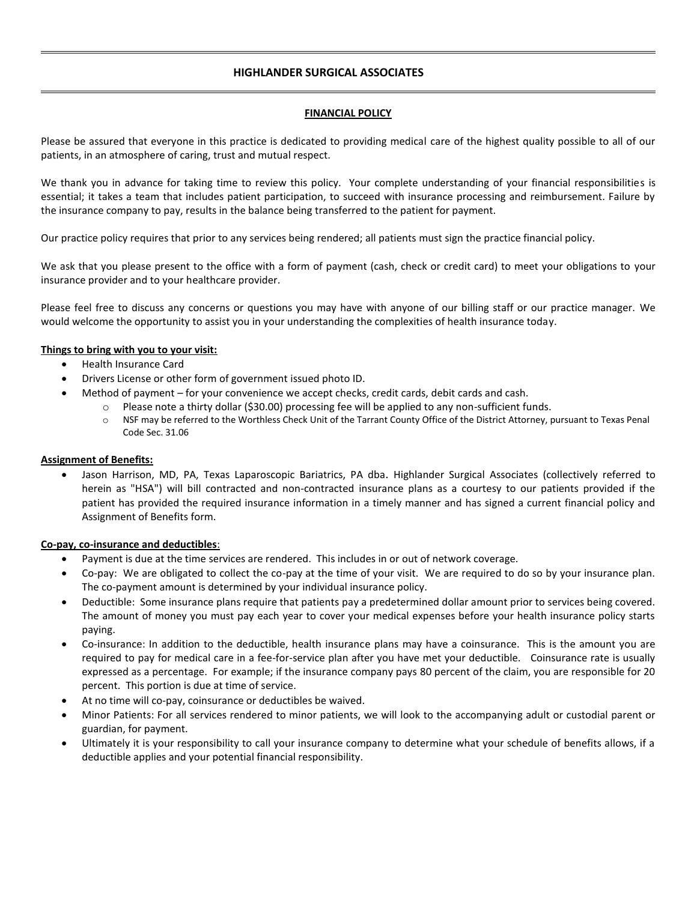# HIGHLANDER SURGICAL ASSOCIATES

## FINANCIAL POLICY

Please be assured that everyone in this practice is dedicated to providing medical care of the highest quality possible to all of our patients, in an atmosphere of caring, trust and mutual respect.

We thank you in advance for taking time to review this policy. Your complete understanding of your financial responsibilities is essential; it takes a team that includes patient participation, to succeed with insurance processing and reimbursement. Failure by the insurance company to pay, results in the balance being transferred to the patient for payment.

Our practice policy requires that prior to any services being rendered; all patients must sign the practice financial policy.

We ask that you please present to the office with a form of payment (cash, check or credit card) to meet your obligations to your insurance provider and to your healthcare provider.

Please feel free to discuss any concerns or questions you may have with anyone of our billing staff or our practice manager. We would welcome the opportunity to assist you in your understanding the complexities of health insurance today.

**Things to bring with you to your visit:**

- Health Insurance Card
- Drivers License or other form of government issued photo ID.
- Method of payment – for your convenience we accept checks, credit cards, debit cards and cash.
  - Please note a thirty dollar ($30.00) processing fee will be applied to any non-sufficient funds.
  - NSF may be referred to the Worthless Check Unit of the Tarrant County Office of the District Attorney, pursuant to Texas Penal Code Sec. 31.06

**Assignment of Benefits:**

- Jason Harrison, MD, PA, Texas Laparoscopic Bariatrics, PA dba. Highlander Surgical Associates (collectively referred to herein as "HSA") will bill contracted and non-contracted insurance plans as a courtesy to our patients provided if the patient has provided the required insurance information in a timely manner and has signed a current financial policy and Assignment of Benefits form.

**Co-pay, co-insurance and deductibles**:

- Payment is due at the time services are rendered. This includes in or out of network coverage.
- Co-pay: We are obligated to collect the co-pay at the time of your visit. We are required to do so by your insurance plan. The co-payment amount is determined by your individual insurance policy.
- Deductible: Some insurance plans require that patients pay a predetermined dollar amount prior to services being covered. The amount of money you must pay each year to cover your medical expenses before your health insurance policy starts paying.
- Co-insurance: In addition to the deductible, health insurance plans may have a coinsurance. This is the amount you are required to pay for medical care in a fee-for-service plan after you have met your deductible. Coinsurance rate is usually expressed as a percentage. For example; if the insurance company pays 80 percent of the claim, you are responsible for 20 percent. This portion is due at time of service.
- At no time will co-pay, coinsurance or deductibles be waived.
- Minor Patients: For all services rendered to minor patients, we will look to the accompanying adult or custodial parent or guardian, for payment.
- Ultimately it is your responsibility to call your insurance company to determine what your schedule of benefits allows, if a deductible applies and your potential financial responsibility.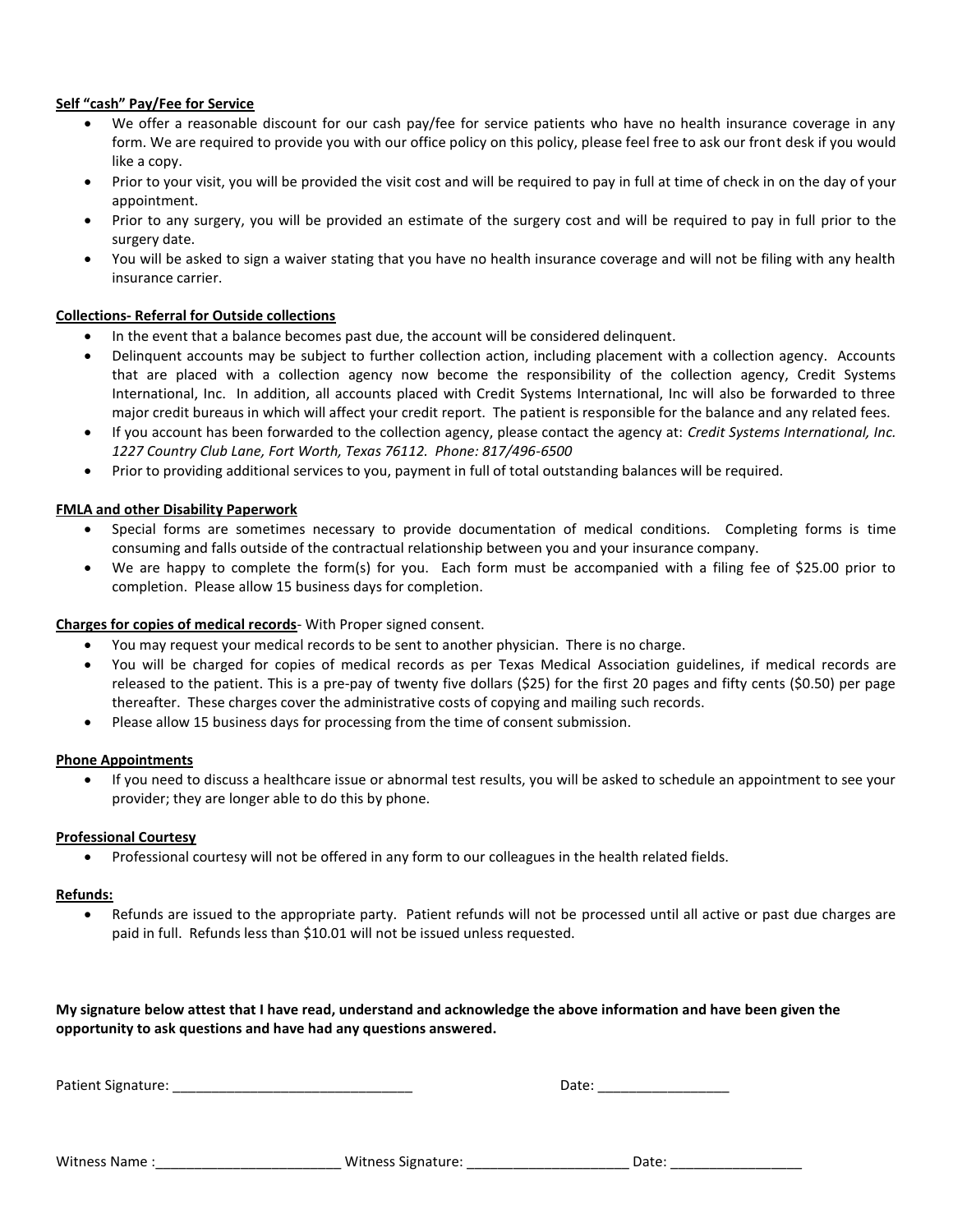**Self "cash" Pay/Fee for Service**

- We offer a reasonable discount for our cash pay/fee for service patients who have no health insurance coverage in any form. We are required to provide you with our office policy on this policy, please feel free to ask our front desk if you would like a copy.
- Prior to your visit, you will be provided the visit cost and will be required to pay in full at time of check in on the day of your appointment.
- Prior to any surgery, you will be provided an estimate of the surgery cost and will be required to pay in full prior to the surgery date.
- You will be asked to sign a waiver stating that you have no health insurance coverage and will not be filing with any health insurance carrier.

**Collections- Referral for Outside collections**

- In the event that a balance becomes past due, the account will be considered delinquent.
- Delinquent accounts may be subject to further collection action, including placement with a collection agency. Accounts that are placed with a collection agency now become the responsibility of the collection agency, Credit Systems International, Inc. In addition, all accounts placed with Credit Systems International, Inc will also be forwarded to three major credit bureaus in which will affect your credit report. The patient is responsible for the balance and any related fees.
- If you account has been forwarded to the collection agency, please contact the agency at: *Credit Systems International, Inc. 1227 Country Club Lane, Fort Worth, Texas 76112. Phone: 817/496-6500*
- Prior to providing additional services to you, payment in full of total outstanding balances will be required.

**FMLA and other Disability Paperwork**

- Special forms are sometimes necessary to provide documentation of medical conditions. Completing forms is time consuming and falls outside of the contractual relationship between you and your insurance company.
- We are happy to complete the form(s) for you. Each form must be accompanied with a filing fee of $25.00 prior to completion. Please allow 15 business days for completion.

**Charges for copies of medical records**- With Proper signed consent.

- You may request your medical records to be sent to another physician. There is no charge.
- You will be charged for copies of medical records as per Texas Medical Association guidelines, if medical records are released to the patient. This is a pre-pay of twenty five dollars ($25) for the first 20 pages and fifty cents ($0.50) per page thereafter. These charges cover the administrative costs of copying and mailing such records.
- Please allow 15 business days for processing from the time of consent submission.

**Phone Appointments**

- If you need to discuss a healthcare issue or abnormal test results, you will be asked to schedule an appointment to see your provider; they are longer able to do this by phone.

**Professional Courtesy**

- Professional courtesy will not be offered in any form to our colleagues in the health related fields.

**Refunds:**

- Refunds are issued to the appropriate party. Patient refunds will not be processed until all active or past due charges are paid in full. Refunds less than $10.01 will not be issued unless requested.

**My signature below attest that I have read, understand and acknowledge the above information and have been given the opportunity to ask questions and have had any questions answered.**

Patient Signature: ______________________________ Date: ________________

Witness Name :_______________________ Witness Signature: ____________________ Date: ________________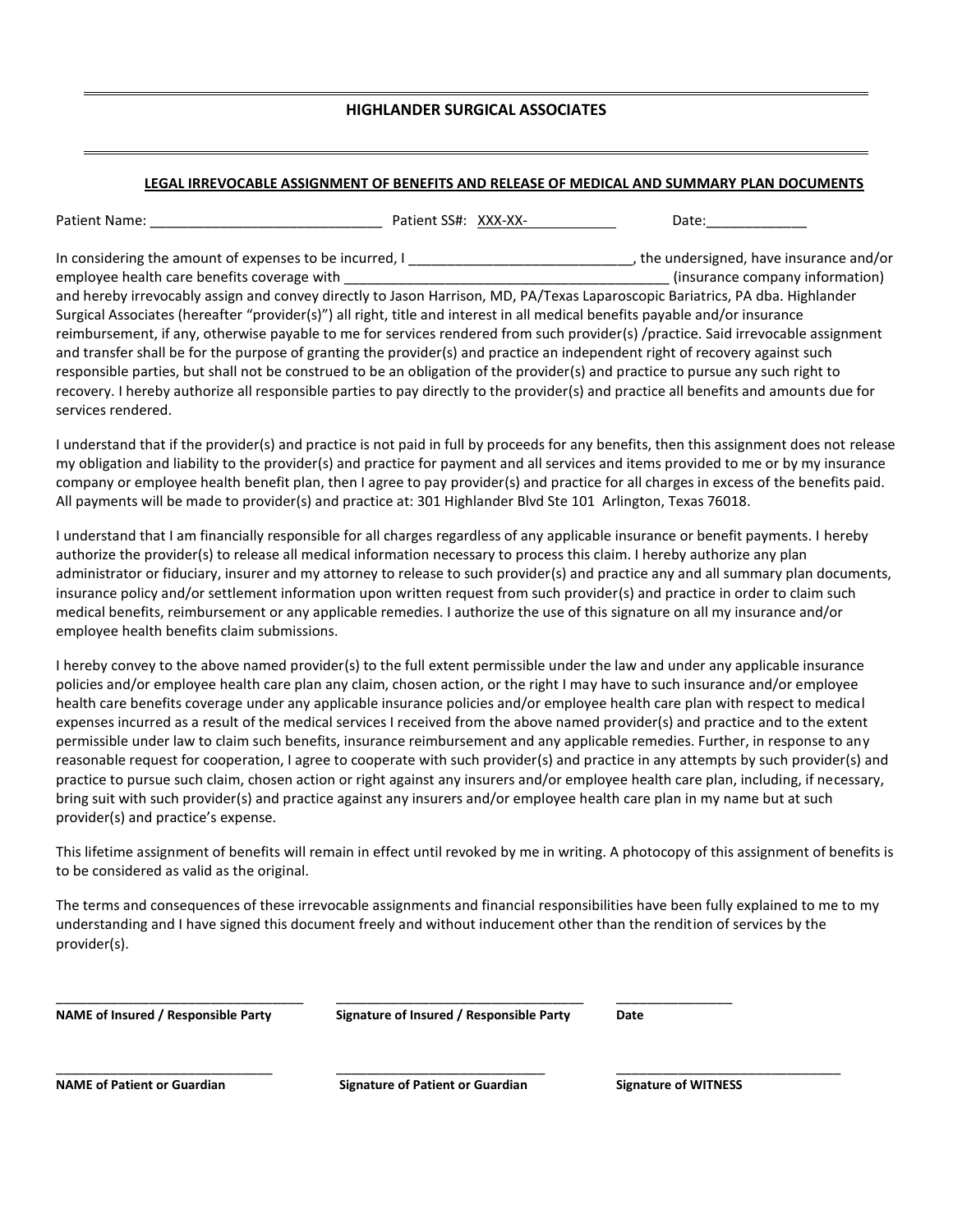# HIGHLANDER SURGICAL ASSOCIATES

## LEGAL IRREVOCABLE ASSIGNMENT OF BENEFITS AND RELEASE OF MEDICAL AND SUMMARY PLAN DOCUMENTS

Patient Name: ______________________________ Patient SS#: XXX-XX-____________ Date:_____________

In considering the amount of expenses to be incurred, I _____________________________, the undersigned, have insurance and/or employee health care benefits coverage with __________________________________________ (insurance company information) and hereby irrevocably assign and convey directly to Jason Harrison, MD, PA/Texas Laparoscopic Bariatrics, PA dba. Highlander Surgical Associates (hereafter "provider(s)") all right, title and interest in all medical benefits payable and/or insurance reimbursement, if any, otherwise payable to me for services rendered from such provider(s) /practice. Said irrevocable assignment and transfer shall be for the purpose of granting the provider(s) and practice an independent right of recovery against such responsible parties, but shall not be construed to be an obligation of the provider(s) and practice to pursue any such right to recovery. I hereby authorize all responsible parties to pay directly to the provider(s) and practice all benefits and amounts due for services rendered.

I understand that if the provider(s) and practice is not paid in full by proceeds for any benefits, then this assignment does not release my obligation and liability to the provider(s) and practice for payment and all services and items provided to me or by my insurance company or employee health benefit plan, then I agree to pay provider(s) and practice for all charges in excess of the benefits paid. All payments will be made to provider(s) and practice at: 301 Highlander Blvd Ste 101 Arlington, Texas 76018.

I understand that I am financially responsible for all charges regardless of any applicable insurance or benefit payments. I hereby authorize the provider(s) to release all medical information necessary to process this claim. I hereby authorize any plan administrator or fiduciary, insurer and my attorney to release to such provider(s) and practice any and all summary plan documents, insurance policy and/or settlement information upon written request from such provider(s) and practice in order to claim such medical benefits, reimbursement or any applicable remedies. I authorize the use of this signature on all my insurance and/or employee health benefits claim submissions.

I hereby convey to the above named provider(s) to the full extent permissible under the law and under any applicable insurance policies and/or employee health care plan any claim, chosen action, or the right I may have to such insurance and/or employee health care benefits coverage under any applicable insurance policies and/or employee health care plan with respect to medical expenses incurred as a result of the medical services I received from the above named provider(s) and practice and to the extent permissible under law to claim such benefits, insurance reimbursement and any applicable remedies. Further, in response to any reasonable request for cooperation, I agree to cooperate with such provider(s) and practice in any attempts by such provider(s) and practice to pursue such claim, chosen action or right against any insurers and/or employee health care plan, including, if necessary, bring suit with such provider(s) and practice against any insurers and/or employee health care plan in my name but at such provider(s) and practice's expense.

This lifetime assignment of benefits will remain in effect until revoked by me in writing. A photocopy of this assignment of benefits is to be considered as valid as the original.

The terms and consequences of these irrevocable assignments and financial responsibilities have been fully explained to me to my understanding and I have signed this document freely and without inducement other than the rendition of services by the provider(s).

__________________________________ __________________________________ ________________
**NAME of Insured / Responsible Party** **Signature of Insured / Responsible Party** **Date**

______________________________ ______________________________ _______________________________
**NAME of Patient or Guardian** **Signature of Patient or Guardian** **Signature of WITNESS**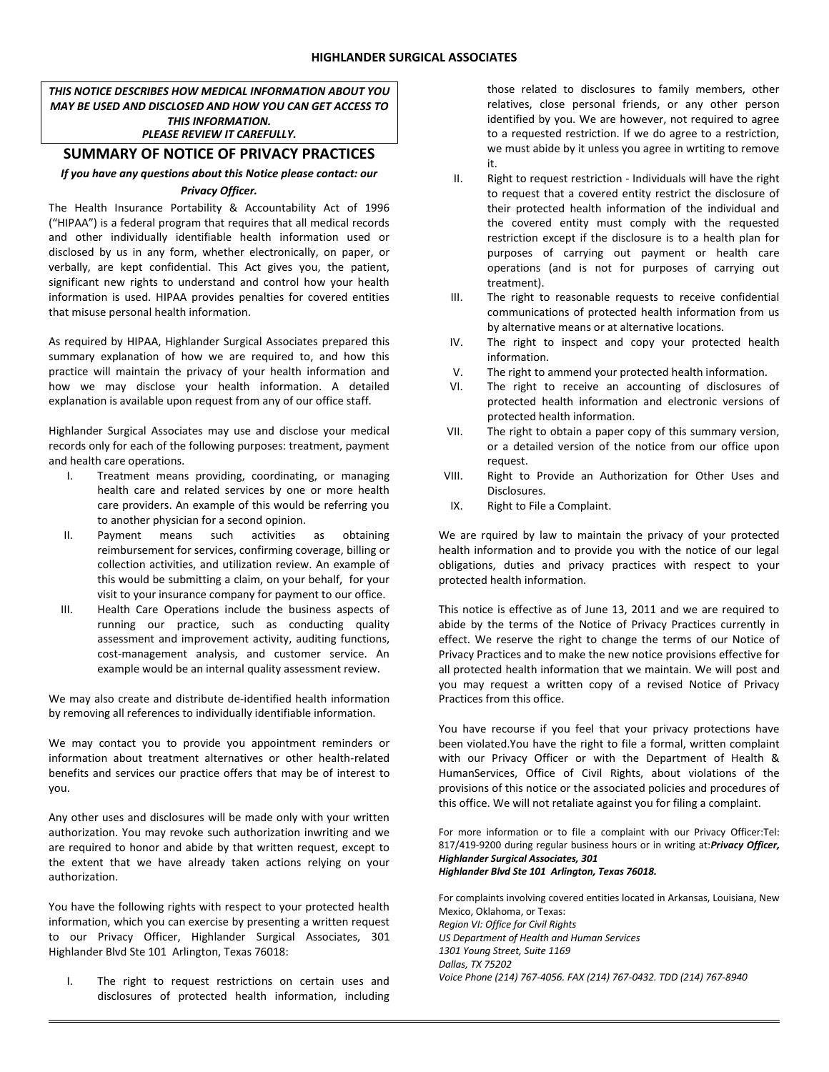# HIGHLANDER SURGICAL ASSOCIATES

***THIS NOTICE DESCRIBES HOW MEDICAL INFORMATION ABOUT YOU MAY BE USED AND DISCLOSED AND HOW YOU CAN GET ACCESS TO THIS INFORMATION. PLEASE REVIEW IT CAREFULLY.***

## SUMMARY OF NOTICE OF PRIVACY PRACTICES

***If you have any questions about this Notice please contact: our Privacy Officer.***

The Health Insurance Portability & Accountability Act of 1996 ("HIPAA") is a federal program that requires that all medical records and other individually identifiable health information used or disclosed by us in any form, whether electronically, on paper, or verbally, are kept confidential. This Act gives you, the patient, significant new rights to understand and control how your health information is used. HIPAA provides penalties for covered entities that misuse personal health information.

As required by HIPAA, Highlander Surgical Associates prepared this summary explanation of how we are required to, and how this practice will maintain the privacy of your health information and how we may disclose your health information. A detailed explanation is available upon request from any of our office staff.

Highlander Surgical Associates may use and disclose your medical records only for each of the following purposes: treatment, payment and health care operations.

I. Treatment means providing, coordinating, or managing health care and related services by one or more health care providers. An example of this would be referring you to another physician for a second opinion.
II. Payment means such activities as obtaining reimbursement for services, confirming coverage, billing or collection activities, and utilization review. An example of this would be submitting a claim, on your behalf, for your visit to your insurance company for payment to our office.
III. Health Care Operations include the business aspects of running our practice, such as conducting quality assessment and improvement activity, auditing functions, cost-management analysis, and customer service. An example would be an internal quality assessment review.

We may also create and distribute de-identified health information by removing all references to individually identifiable information.

We may contact you to provide you appointment reminders or information about treatment alternatives or other health-related benefits and services our practice offers that may be of interest to you.

Any other uses and disclosures will be made only with your written authorization. You may revoke such authorization inwriting and we are required to honor and abide by that written request, except to the extent that we have already taken actions relying on your authorization.

You have the following rights with respect to your protected health information, which you can exercise by presenting a written request to our Privacy Officer, Highlander Surgical Associates, 301 Highlander Blvd Ste 101 Arlington, Texas 76018:

I. The right to request restrictions on certain uses and disclosures of protected health information, including those related to disclosures to family members, other relatives, close personal friends, or any other person identified by you. We are however, not required to agree to a requested restriction. If we do agree to a restriction, we must abide by it unless you agree in wrtiting to remove it.
II. Right to request restriction - Individuals will have the right to request that a covered entity restrict the disclosure of their protected health information of the individual and the covered entity must comply with the requested restriction except if the disclosure is to a health plan for purposes of carrying out payment or health care operations (and is not for purposes of carrying out treatment).
III. The right to reasonable requests to receive confidential communications of protected health information from us by alternative means or at alternative locations.
IV. The right to inspect and copy your protected health information.
V. The right to ammend your protected health information.
VI. The right to receive an accounting of disclosures of protected health information and electronic versions of protected health information.
VII. The right to obtain a paper copy of this summary version, or a detailed version of the notice from our office upon request.
VIII. Right to Provide an Authorization for Other Uses and Disclosures.
IX. Right to File a Complaint.

We are rquired by law to maintain the privacy of your protected health information and to provide you with the notice of our legal obligations, duties and privacy practices with respect to your protected health information.

This notice is effective as of June 13, 2011 and we are required to abide by the terms of the Notice of Privacy Practices currently in effect. We reserve the right to change the terms of our Notice of Privacy Practices and to make the new notice provisions effective for all protected health information that we maintain. We will post and you may request a written copy of a revised Notice of Privacy Practices from this office.

You have recourse if you feel that your privacy protections have been violated.You have the right to file a formal, written complaint with our Privacy Officer or with the Department of Health & HumanServices, Office of Civil Rights, about violations of the provisions of this notice or the associated policies and procedures of this office. We will not retaliate against you for filing a complaint.

For more information or to file a complaint with our Privacy Officer:Tel: 817/419-9200 during regular business hours or in writing at:***Privacy Officer, Highlander Surgical Associates, 301 Highlander Blvd Ste 101 Arlington, Texas 76018.***

For complaints involving covered entities located in Arkansas, Louisiana, New Mexico, Oklahoma, or Texas:
*Region VI: Office for Civil Rights*
*US Department of Health and Human Services*
*1301 Young Street, Suite 1169*
*Dallas, TX 75202*
*Voice Phone (214) 767-4056. FAX (214) 767-0432. TDD (214) 767-8940*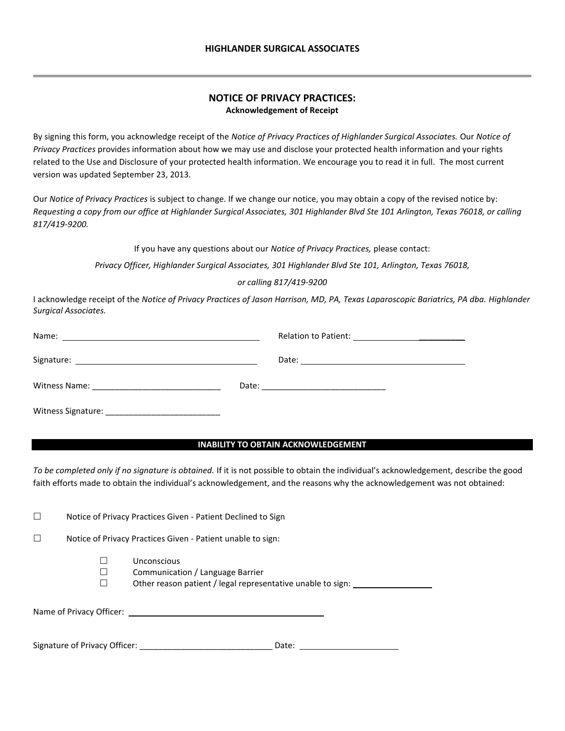# HIGHLANDER SURGICAL ASSOCIATES

---

## NOTICE OF PRIVACY PRACTICES:

**Acknowledgement of Receipt**

By signing this form, you acknowledge receipt of the *Notice of Privacy Practices of Highlander Surgical Associates.* Our *Notice of Privacy Practices* provides information about how we may use and disclose your protected health information and your rights related to the Use and Disclosure of your protected health information. We encourage you to read it in full. The most current version was updated September 23, 2013.

Our *Notice of Privacy Practices* is subject to change. If we change our notice, you may obtain a copy of the revised notice by: *Requesting a copy from our office at Highlander Surgical Associates, 301 Highlander Blvd Ste 101 Arlington, Texas 76018, or calling 817/419-9200.*

If you have any questions about our *Notice of Privacy Practices,* please contact:

*Privacy Officer, Highlander Surgical Associates, 301 Highlander Blvd Ste 101, Arlington, Texas 76018,*

*or calling 817/419-9200*

I acknowledge receipt of the *Notice of Privacy Practices of Jason Harrison, MD, PA, Texas Laparoscopic Bariatrics, PA dba. Highlander Surgical Associates.*

Name: ______________________________ Relation to Patient: ______________________

Signature: ______________________________ Date: ______________________________

Witness Name: ____________________________ Date: ____________________________

Witness Signature: _________________________

**INABILITY TO OBTAIN ACKNOWLEDGEMENT**

*To be completed only if no signature is obtained.* If it is not possible to obtain the individual's acknowledgement, describe the good faith efforts made to obtain the individual's acknowledgement, and the reasons why the acknowledgement was not obtained:

☐ Notice of Privacy Practices Given - Patient Declined to Sign

☐ Notice of Privacy Practices Given - Patient unable to sign:

- ☐ Unconscious
- ☐ Communication / Language Barrier
- ☐ Other reason patient / legal representative unable to sign: __________________

Name of Privacy Officer: ______________________________________________

Signature of Privacy Officer: ______________________________ Date: ______________________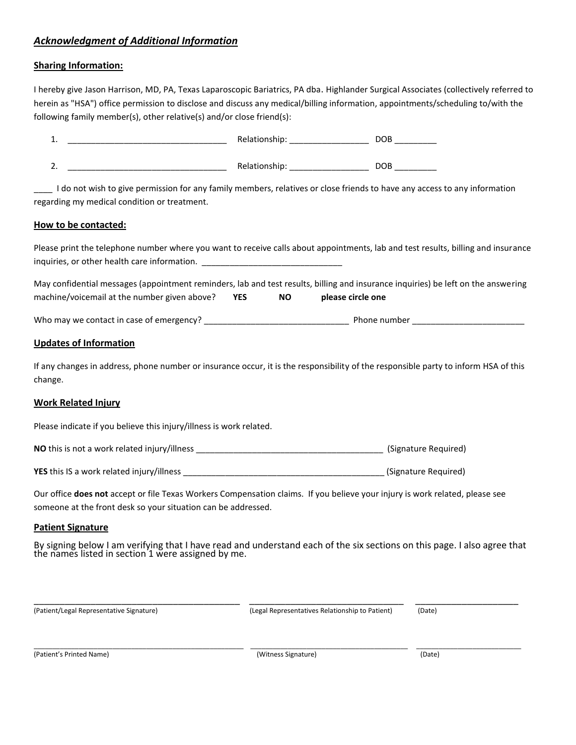## ***Acknowledgment of Additional Information***

**Sharing Information:**

I hereby give Jason Harrison, MD, PA, Texas Laparoscopic Bariatrics, PA dba. Highlander Surgical Associates (collectively referred to herein as "HSA") office permission to disclose and discuss any medical/billing information, appointments/scheduling to/with the following family member(s), other relative(s) and/or close friend(s):

1. ________________________________ Relationship: ________________ DOB ________

2. ________________________________ Relationship: ________________ DOB ________

____ I do not wish to give permission for any family members, relatives or close friends to have any access to any information regarding my medical condition or treatment.

**How to be contacted:**

Please print the telephone number where you want to receive calls about appointments, lab and test results, billing and insurance inquiries, or other health care information. _____________________________

May confidential messages (appointment reminders, lab and test results, billing and insurance inquiries) be left on the answering machine/voicemail at the number given above? **YES** **NO** **please circle one**

Who may we contact in case of emergency? ______________________________ Phone number _______________________

**Updates of Information**

If any changes in address, phone number or insurance occur, it is the responsibility of the responsible party to inform HSA of this change.

**Work Related Injury**

Please indicate if you believe this injury/illness is work related.

**NO** this is not a work related injury/illness ________________________________________ (Signature Required)

**YES** this IS a work related injury/illness ___________________________________________ (Signature Required)

Our office **does not** accept or file Texas Workers Compensation claims. If you believe your injury is work related, please see someone at the front desk so your situation can be addressed.

**Patient Signature**

By signing below I am verifying that I have read and understand each of the six sections on this page. I also agree that the names listed in section 1 were assigned by me.

___________________________________________ _________________________________ _____________________

(Patient/Legal Representative Signature) (Legal Representatives Relationship to Patient) (Date)

_________________________________________________ _____________________________________ ________________________

(Patient's Printed Name) (Witness Signature) (Date)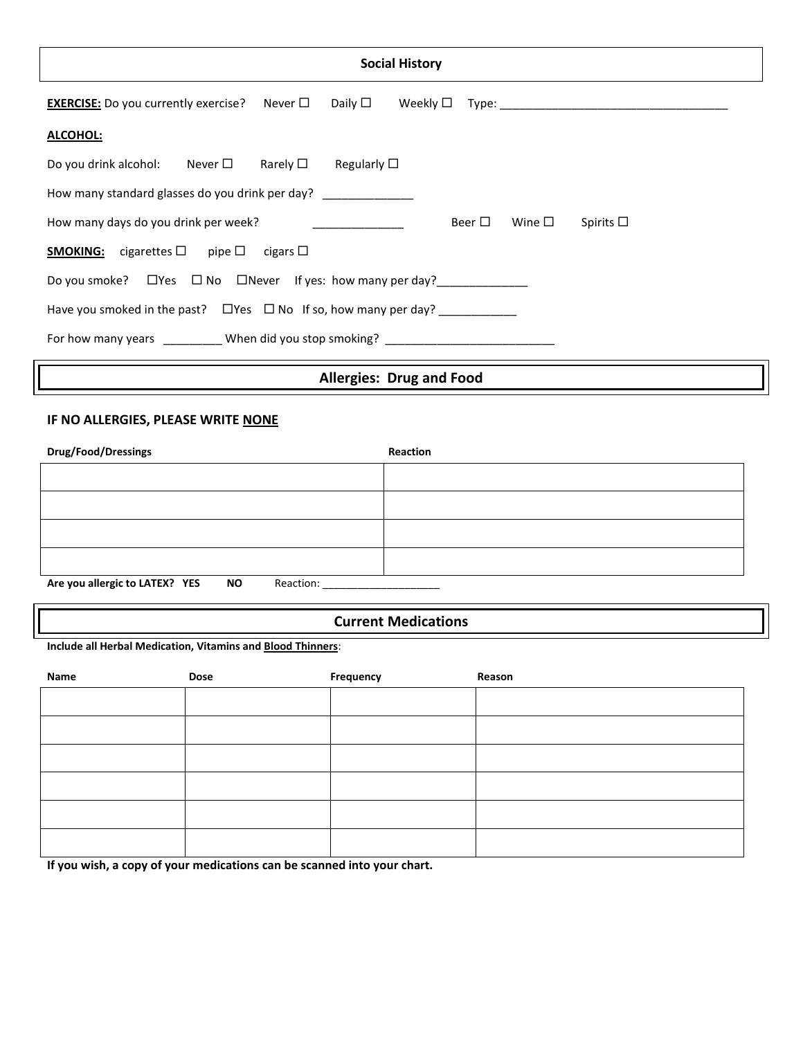## Social History

**EXERCISE:** Do you currently exercise? Never ☐ Daily ☐ Weekly ☐ Type: ___________________________________

**ALCOHOL:**

Do you drink alcohol: Never ☐ Rarely ☐ Regularly ☐

How many standard glasses do you drink per day? ______________

How many days do you drink per week? ______________ Beer ☐ Wine ☐ Spirits ☐

**SMOKING:** cigarettes ☐ pipe ☐ cigars ☐

Do you smoke? ☐Yes ☐ No ☐Never If yes: how many per day?______________

Have you smoked in the past? ☐Yes ☐ No If so, how many per day? ____________

For how many years _________ When did you stop smoking? _________________________

## Allergies: Drug and Food

**IF NO ALLERGIES, PLEASE WRITE NONE**

| Drug/Food/Dressings | Reaction |
|---|---|
| | |
| | |
| | |
| | |

**Are you allergic to LATEX? YES NO** Reaction: ___________________

## Current Medications

**Include all Herbal Medication, Vitamins and Blood Thinners**:

| Name | Dose | Frequency | Reason |
|---|---|---|---|
| | | | |
| | | | |
| | | | |
| | | | |
| | | | |
| | | | |

**If you wish, a copy of your medications can be scanned into your chart.**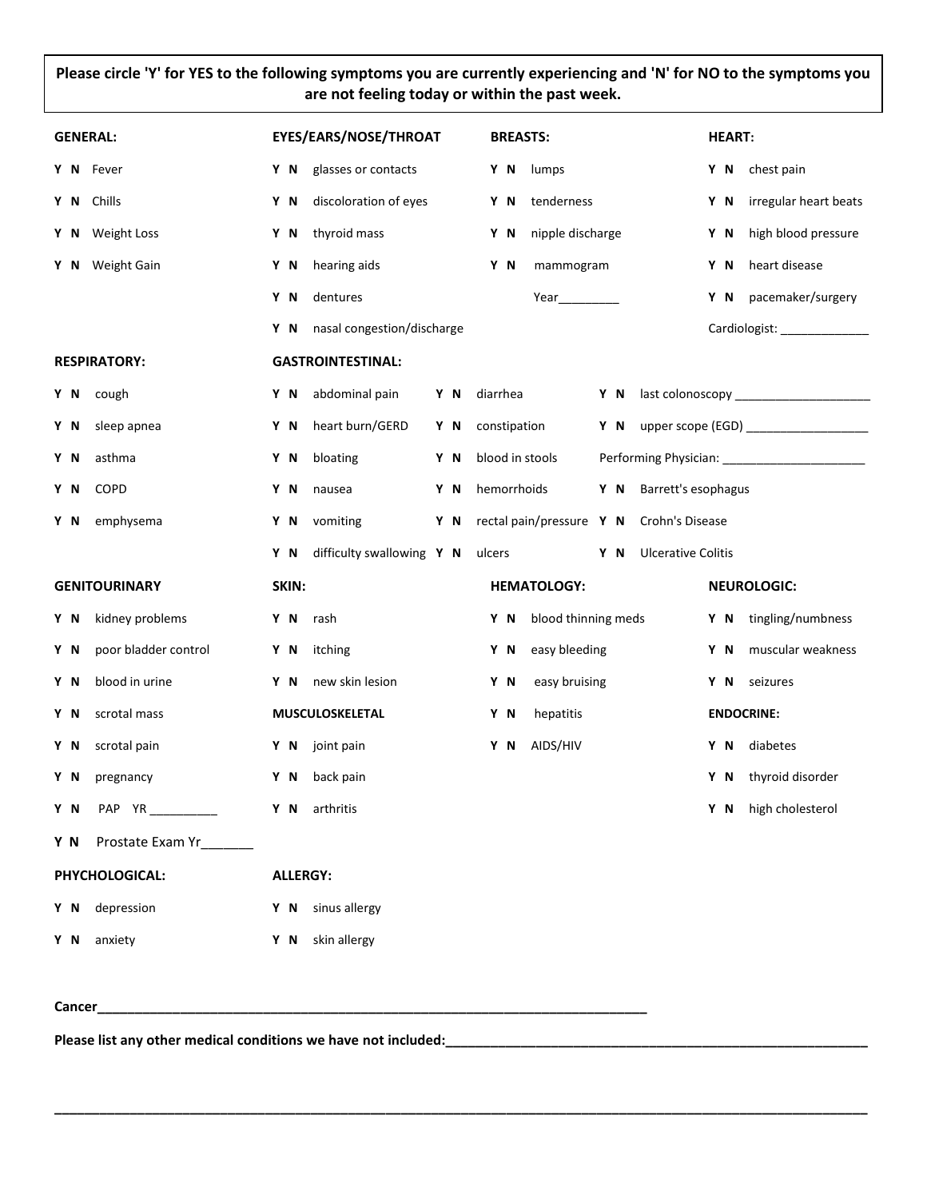**Please circle 'Y' for YES to the following symptoms you are currently experiencing and 'N' for NO to the symptoms you are not feeling today or within the past week.**

**GENERAL:**

- Y N Fever
- Y N Chills
- Y N Weight Loss
- Y N Weight Gain

**EYES/EARS/NOSE/THROAT**

- Y N glasses or contacts
- Y N discoloration of eyes
- Y N thyroid mass
- Y N hearing aids
- Y N dentures
- Y N nasal congestion/discharge

**BREASTS:**

- Y N lumps
- Y N tenderness
- Y N nipple discharge
- Y N mammogram

  Year_________

**HEART:**

- Y N chest pain
- Y N irregular heart beats
- Y N high blood pressure
- Y N heart disease
- Y N pacemaker/surgery

Cardiologist: _____________

**RESPIRATORY:**

- Y N cough
- Y N sleep apnea
- Y N asthma
- Y N COPD
- Y N emphysema

**GASTROINTESTINAL:**

- Y N abdominal pain
- Y N heart burn/GERD
- Y N bloating
- Y N nausea
- Y N vomiting
- Y N difficulty swallowing
- Y N diarrhea
- Y N constipation
- Y N blood in stools
- Y N hemorrhoids
- Y N rectal pain/pressure
- Y N ulcers
- Y N last colonoscopy ____________________
- Y N upper scope (EGD) __________________

Performing Physician: _____________________

- Y N Barrett's esophagus
- Y N Crohn's Disease
- Y N Ulcerative Colitis

**GENITOURINARY**

- Y N kidney problems
- Y N poor bladder control
- Y N blood in urine
- Y N scrotal mass
- Y N scrotal pain
- Y N pregnancy
- Y N PAP YR __________
- Y N Prostate Exam Yr_______

**SKIN:**

- Y N rash
- Y N itching
- Y N new skin lesion

**MUSCULOSKELETAL**

- Y N joint pain
- Y N back pain
- Y N arthritis

**HEMATOLOGY:**

- Y N blood thinning meds
- Y N easy bleeding
- Y N easy bruising
- Y N hepatitis
- Y N AIDS/HIV

**NEUROLOGIC:**

- Y N tingling/numbness
- Y N muscular weakness
- Y N seizures

**ENDOCRINE:**

- Y N diabetes
- Y N thyroid disorder
- Y N high cholesterol

**PHYCHOLOGICAL:**

- Y N depression
- Y N anxiety

**ALLERGY:**

- Y N sinus allergy
- Y N skin allergy

**Cancer**_____________________________________________________________________________

**Please list any other medical conditions we have not included:**___________________________________________________________

_____________________________________________________________________________________________________________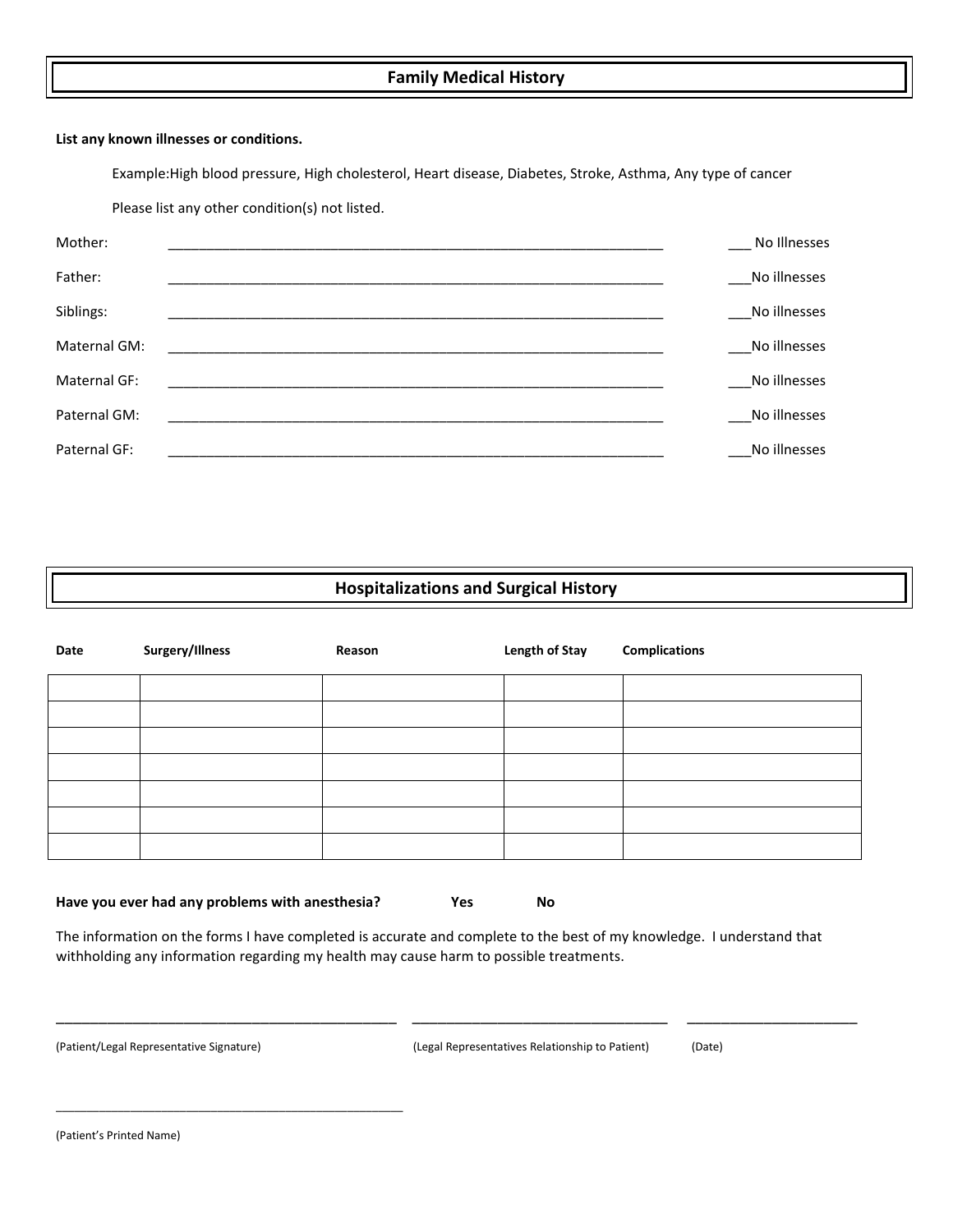## Family Medical History

**List any known illnesses or conditions.**

Example:High blood pressure, High cholesterol, Heart disease, Diabetes, Stroke, Asthma, Any type of cancer

Please list any other condition(s) not listed.

Mother: _________________________________________________________________ ___ No Illnesses

Father: _________________________________________________________________ ___No illnesses

Siblings: _________________________________________________________________ ___No illnesses

Maternal GM: _________________________________________________________________ ___No illnesses

Maternal GF: _________________________________________________________________ ___No illnesses

Paternal GM: _________________________________________________________________ ___No illnesses

Paternal GF: _________________________________________________________________ ___No illnesses

## Hospitalizations and Surgical History

| Date | Surgery/Illness | Reason | Length of Stay | Complications |
| --- | --- | --- | --- | --- |
| | | | | |
| | | | | |
| | | | | |
| | | | | |
| | | | | |
| | | | | |
| | | | | |

**Have you ever had any problems with anesthesia? Yes No**

The information on the forms I have completed is accurate and complete to the best of my knowledge. I understand that withholding any information regarding my health may cause harm to possible treatments.

_____________________________________________ __________________________________ ______________________

(Patient/Legal Representative Signature) (Legal Representatives Relationship to Patient) (Date)

_____________________________________________

(Patient's Printed Name)